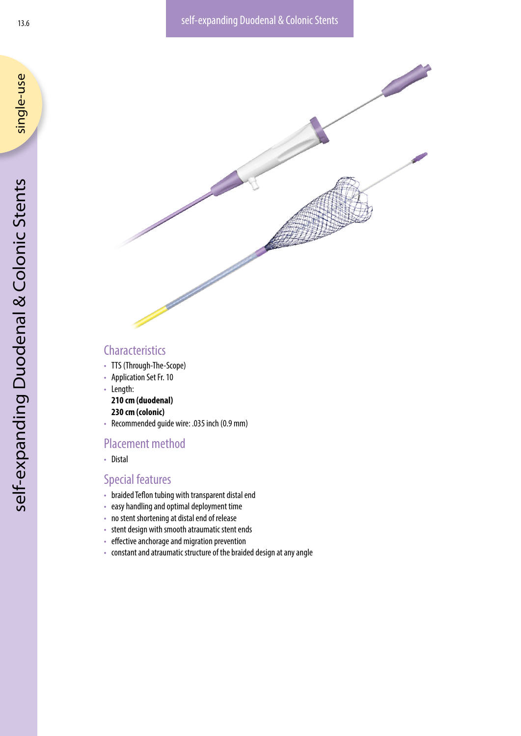## Characteristics

- TTS (Through-The-Scope)
- Application Set Fr. 10
- Length:
  **210 cm (duodenal)**
  **230 cm (colonic)**
- Recommended guide wire: .035 inch (0.9 mm)

## Placement method

- Distal

## Special features

- braided Teflon tubing with transparent distal end
- easy handling and optimal deployment time
- no stent shortening at distal end of release
- stent design with smooth atraumatic stent ends
- effective anchorage and migration prevention
- constant and atraumatic structure of the braided design at any angle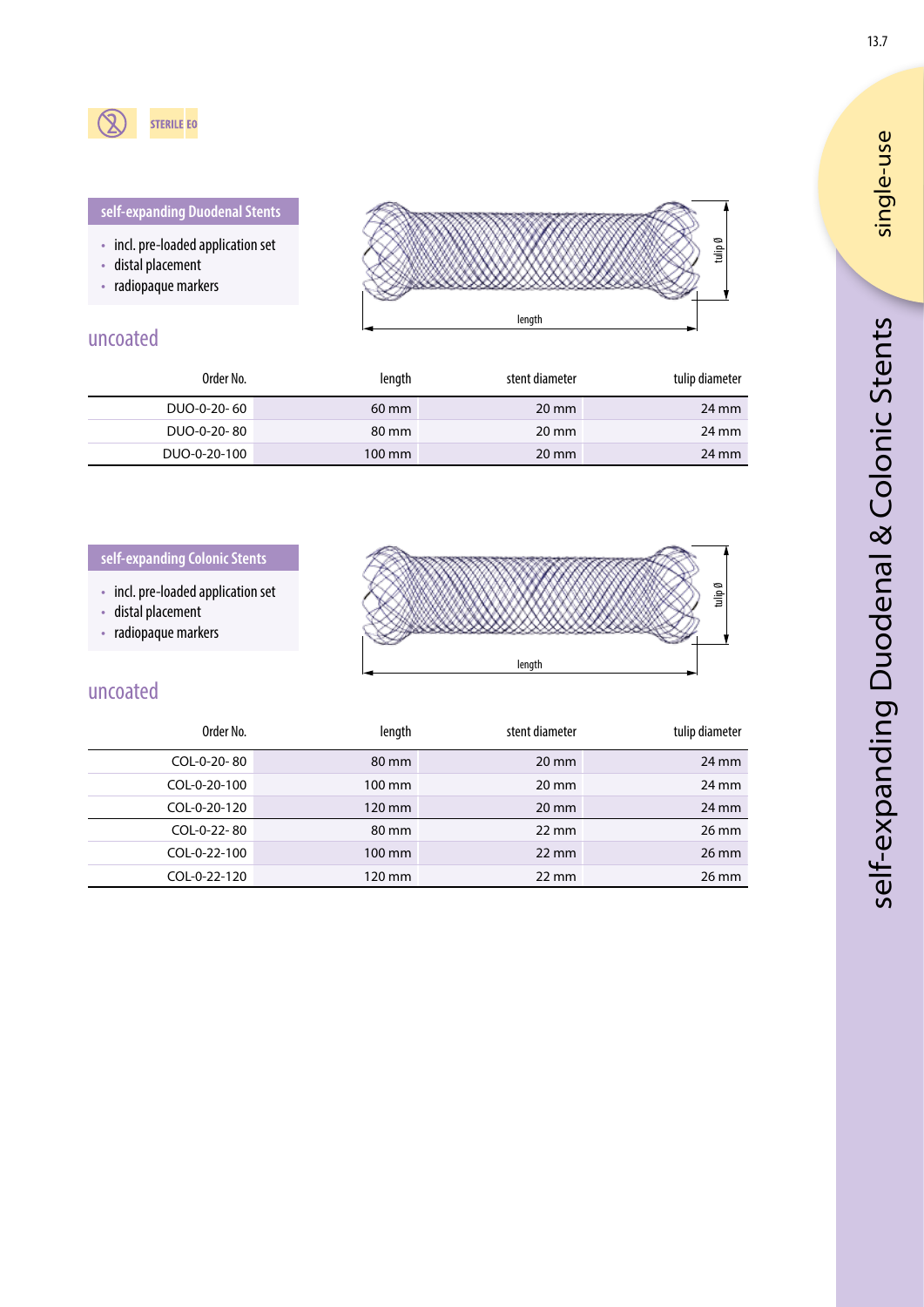STERILE EO

## self-expanding Duodenal Stents

- incl. pre-loaded application set
- distal placement
- radiopaque markers

tulip Ø

length

### uncoated

| Order No. | length | stent diameter | tulip diameter |
|---|---|---|---|
| DUO-0-20- 60 | 60 mm | 20 mm | 24 mm |
| DUO-0-20- 80 | 80 mm | 20 mm | 24 mm |
| DUO-0-20-100 | 100 mm | 20 mm | 24 mm |

## self-expanding Colonic Stents

- incl. pre-loaded application set
- distal placement
- radiopaque markers

tulip Ø

length

### uncoated

| Order No. | length | stent diameter | tulip diameter |
|---|---|---|---|
| COL-0-20- 80 | 80 mm | 20 mm | 24 mm |
| COL-0-20-100 | 100 mm | 20 mm | 24 mm |
| COL-0-20-120 | 120 mm | 20 mm | 24 mm |
| COL-0-22- 80 | 80 mm | 22 mm | 26 mm |
| COL-0-22-100 | 100 mm | 22 mm | 26 mm |
| COL-0-22-120 | 120 mm | 22 mm | 26 mm |